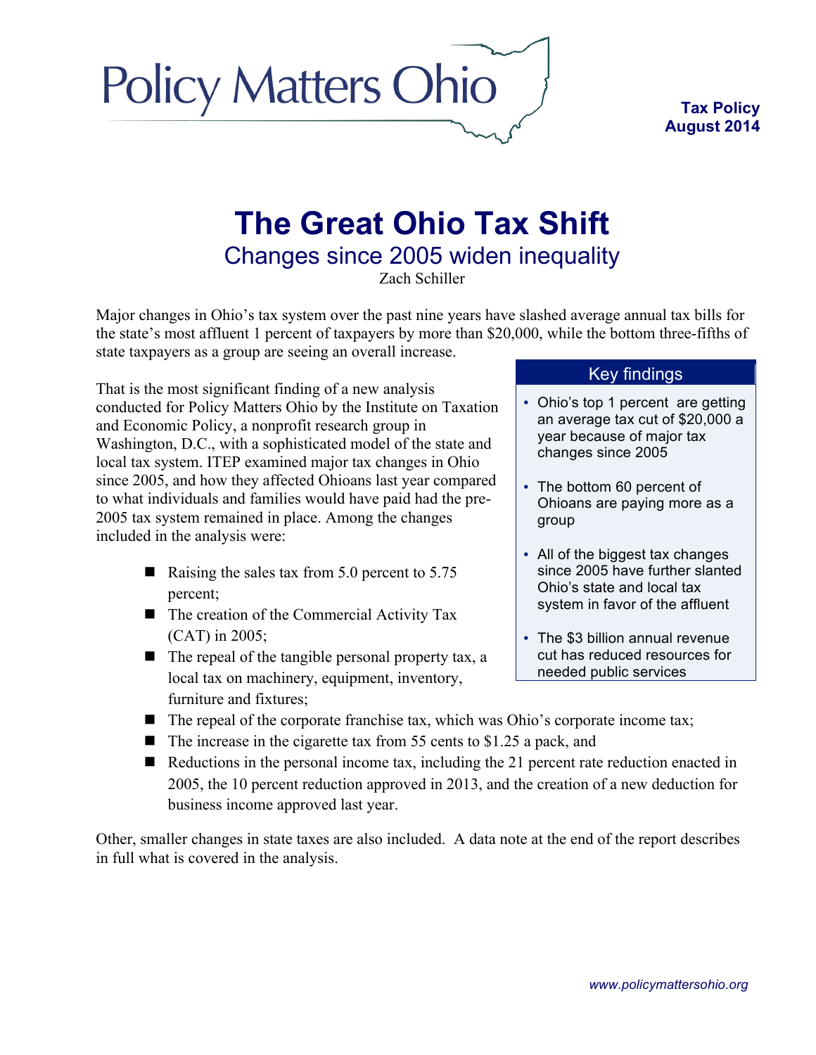Policy Matters Ohio

**Tax Policy**
**August 2014**

# The Great Ohio Tax Shift

## Changes since 2005 widen inequality

Zach Schiller

Major changes in Ohio's tax system over the past nine years have slashed average annual tax bills for the state's most affluent 1 percent of taxpayers by more than $20,000, while the bottom three-fifths of state taxpayers as a group are seeing an overall increase.

That is the most significant finding of a new analysis conducted for Policy Matters Ohio by the Institute on Taxation and Economic Policy, a nonprofit research group in Washington, D.C., with a sophisticated model of the state and local tax system. ITEP examined major tax changes in Ohio since 2005, and how they affected Ohioans last year compared to what individuals and families would have paid had the pre-2005 tax system remained in place. Among the changes included in the analysis were:

- Raising the sales tax from 5.0 percent to 5.75 percent;
- The creation of the Commercial Activity Tax (CAT) in 2005;
- The repeal of the tangible personal property tax, a local tax on machinery, equipment, inventory, furniture and fixtures;
- The repeal of the corporate franchise tax, which was Ohio's corporate income tax;
- The increase in the cigarette tax from 55 cents to $1.25 a pack, and
- Reductions in the personal income tax, including the 21 percent rate reduction enacted in 2005, the 10 percent reduction approved in 2013, and the creation of a new deduction for business income approved last year.

Other, smaller changes in state taxes are also included. A data note at the end of the report describes in full what is covered in the analysis.

### Key findings

- Ohio's top 1 percent are getting an average tax cut of $20,000 a year because of major tax changes since 2005
- The bottom 60 percent of Ohioans are paying more as a group
- All of the biggest tax changes since 2005 have further slanted Ohio's state and local tax system in favor of the affluent
- The $3 billion annual revenue cut has reduced resources for needed public services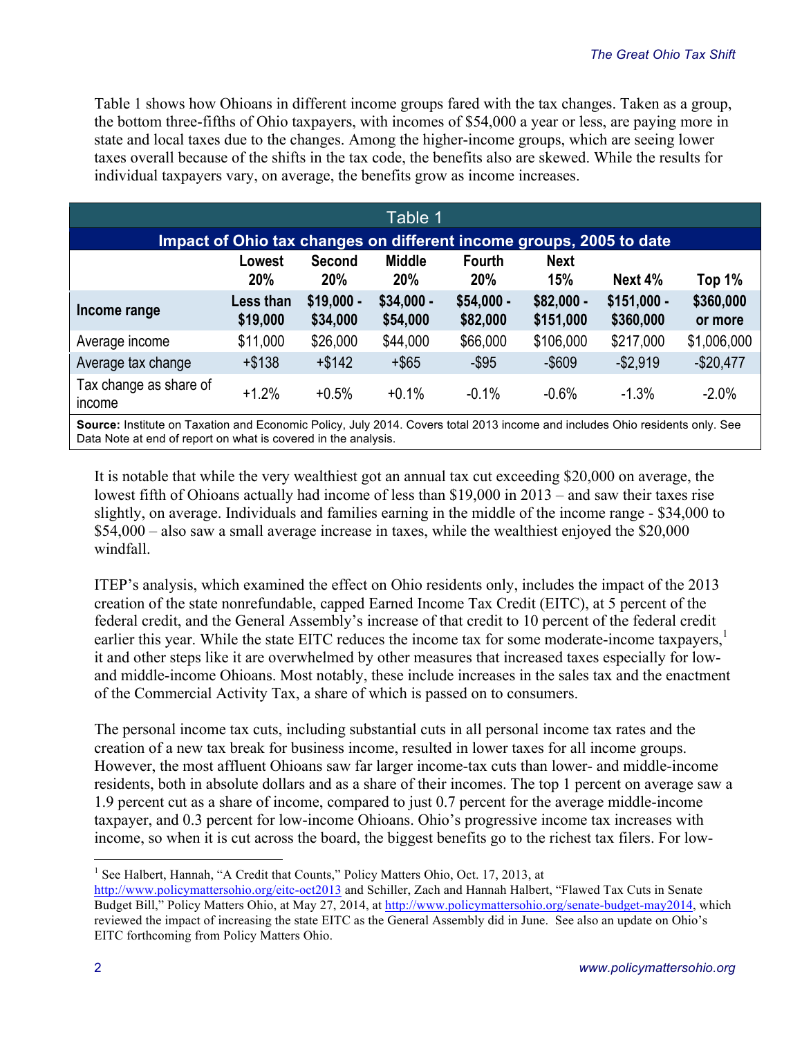Table 1 shows how Ohioans in different income groups fared with the tax changes. Taken as a group, the bottom three-fifths of Ohio taxpayers, with incomes of $54,000 a year or less, are paying more in state and local taxes due to the changes. Among the higher-income groups, which are seeing lower taxes overall because of the shifts in the tax code, the benefits also are skewed. While the results for individual taxpayers vary, on average, the benefits grow as income increases.

| Table 1 | | | | | | | |
|---|---|---|---|---|---|---|---|
| **Impact of Ohio tax changes on different income groups, 2005 to date** | | | | | | | |
| | **Lowest 20%** | **Second 20%** | **Middle 20%** | **Fourth 20%** | **Next 15%** | **Next 4%** | **Top 1%** |
| **Income range** | **Less than $19,000** | **$19,000 - $34,000** | **$34,000 - $54,000** | **$54,000 - $82,000** | **$82,000 - $151,000** | **$151,000 - $360,000** | **$360,000 or more** |
| Average income | $11,000 | $26,000 | $44,000 | $66,000 | $106,000 | $217,000 | $1,006,000 |
| Average tax change | +$138 | +$142 | +$65 | -$95 | -$609 | -$2,919 | -$20,477 |
| Tax change as share of income | +1.2% | +0.5% | +0.1% | -0.1% | -0.6% | -1.3% | -2.0% |

**Source:** Institute on Taxation and Economic Policy, July 2014. Covers total 2013 income and includes Ohio residents only. See Data Note at end of report on what is covered in the analysis.

It is notable that while the very wealthiest got an annual tax cut exceeding $20,000 on average, the lowest fifth of Ohioans actually had income of less than $19,000 in 2013 – and saw their taxes rise slightly, on average. Individuals and families earning in the middle of the income range - $34,000 to $54,000 – also saw a small average increase in taxes, while the wealthiest enjoyed the $20,000 windfall.

ITEP's analysis, which examined the effect on Ohio residents only, includes the impact of the 2013 creation of the state nonrefundable, capped Earned Income Tax Credit (EITC), at 5 percent of the federal credit, and the General Assembly's increase of that credit to 10 percent of the federal credit earlier this year. While the state EITC reduces the income tax for some moderate-income taxpayers,[1] it and other steps like it are overwhelmed by other measures that increased taxes especially for low- and middle-income Ohioans. Most notably, these include increases in the sales tax and the enactment of the Commercial Activity Tax, a share of which is passed on to consumers.

The personal income tax cuts, including substantial cuts in all personal income tax rates and the creation of a new tax break for business income, resulted in lower taxes for all income groups. However, the most affluent Ohioans saw far larger income-tax cuts than lower- and middle-income residents, both in absolute dollars and as a share of their incomes. The top 1 percent on average saw a 1.9 percent cut as a share of income, compared to just 0.7 percent for the average middle-income taxpayer, and 0.3 percent for low-income Ohioans. Ohio's progressive income tax increases with income, so when it is cut across the board, the biggest benefits go to the richest tax filers. For low-

[1] See Halbert, Hannah, "A Credit that Counts," Policy Matters Ohio, Oct. 17, 2013, at http://www.policymattersohio.org/eitc-oct2013 and Schiller, Zach and Hannah Halbert, "Flawed Tax Cuts in Senate Budget Bill," Policy Matters Ohio, at May 27, 2014, at http://www.policymattersohio.org/senate-budget-may2014, which reviewed the impact of increasing the state EITC as the General Assembly did in June. See also an update on Ohio's EITC forthcoming from Policy Matters Ohio.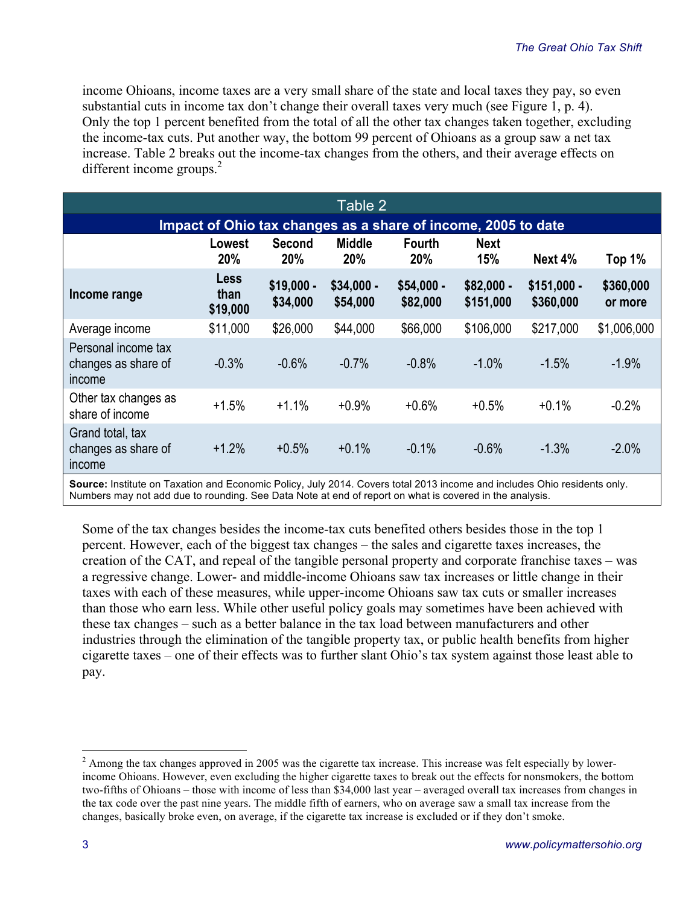income Ohioans, income taxes are a very small share of the state and local taxes they pay, so even substantial cuts in income tax don't change their overall taxes very much (see Figure 1, p. 4). Only the top 1 percent benefited from the total of all the other tax changes taken together, excluding the income-tax cuts. Put another way, the bottom 99 percent of Ohioans as a group saw a net tax increase. Table 2 breaks out the income-tax changes from the others, and their average effects on different income groups.[2]

**Table 2**

**Impact of Ohio tax changes as a share of income, 2005 to date**

| | Lowest 20% | Second 20% | Middle 20% | Fourth 20% | Next 15% | Next 4% | Top 1% |
|---|---|---|---|---|---|---|---|
| **Income range** | **Less than $19,000** | **$19,000 - $34,000** | **$34,000 - $54,000** | **$54,000 - $82,000** | **$82,000 - $151,000** | **$151,000 - $360,000** | **$360,000 or more** |
| Average income | $11,000 | $26,000 | $44,000 | $66,000 | $106,000 | $217,000 | $1,006,000 |
| Personal income tax changes as share of income | -0.3% | -0.6% | -0.7% | -0.8% | -1.0% | -1.5% | -1.9% |
| Other tax changes as share of income | +1.5% | +1.1% | +0.9% | +0.6% | +0.5% | +0.1% | -0.2% |
| Grand total, tax changes as share of income | +1.2% | +0.5% | +0.1% | -0.1% | -0.6% | -1.3% | -2.0% |

**Source:** Institute on Taxation and Economic Policy, July 2014. Covers total 2013 income and includes Ohio residents only. Numbers may not add due to rounding. See Data Note at end of report on what is covered in the analysis.

Some of the tax changes besides the income-tax cuts benefited others besides those in the top 1 percent. However, each of the biggest tax changes – the sales and cigarette taxes increases, the creation of the CAT, and repeal of the tangible personal property and corporate franchise taxes – was a regressive change. Lower- and middle-income Ohioans saw tax increases or little change in their taxes with each of these measures, while upper-income Ohioans saw tax cuts or smaller increases than those who earn less. While other useful policy goals may sometimes have been achieved with these tax changes – such as a better balance in the tax load between manufacturers and other industries through the elimination of the tangible property tax, or public health benefits from higher cigarette taxes – one of their effects was to further slant Ohio's tax system against those least able to pay.

[2] Among the tax changes approved in 2005 was the cigarette tax increase. This increase was felt especially by lower-income Ohioans. However, even excluding the higher cigarette taxes to break out the effects for nonsmokers, the bottom two-fifths of Ohioans – those with income of less than $34,000 last year – averaged overall tax increases from changes in the tax code over the past nine years. The middle fifth of earners, who on average saw a small tax increase from the changes, basically broke even, on average, if the cigarette tax increase is excluded or if they don't smoke.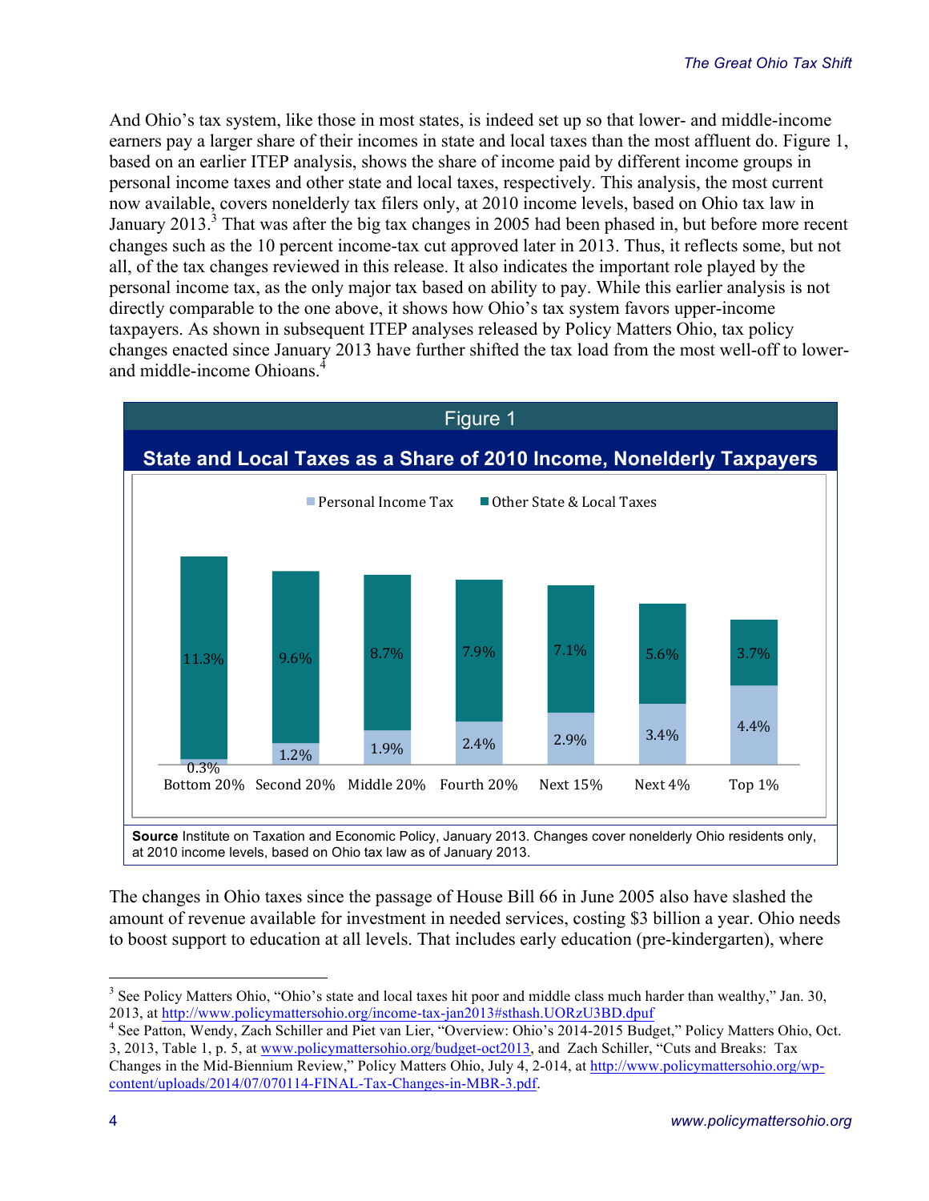And Ohio's tax system, like those in most states, is indeed set up so that lower- and middle-income earners pay a larger share of their incomes in state and local taxes than the most affluent do. Figure 1, based on an earlier ITEP analysis, shows the share of income paid by different income groups in personal income taxes and other state and local taxes, respectively. This analysis, the most current now available, covers nonelderly tax filers only, at 2010 income levels, based on Ohio tax law in January 2013.[3] That was after the big tax changes in 2005 had been phased in, but before more recent changes such as the 10 percent income-tax cut approved later in 2013. Thus, it reflects some, but not all, of the tax changes reviewed in this release. It also indicates the important role played by the personal income tax, as the only major tax based on ability to pay. While this earlier analysis is not directly comparable to the one above, it shows how Ohio's tax system favors upper-income taxpayers. As shown in subsequent ITEP analyses released by Policy Matters Ohio, tax policy changes enacted since January 2013 have further shifted the tax load from the most well-off to lower- and middle-income Ohioans.[4]

**Figure 1**

**State and Local Taxes as a Share of 2010 Income, Nonelderly Taxpayers**

| | Bottom 20% | Second 20% | Middle 20% | Fourth 20% | Next 15% | Next 4% | Top 1% |
|---|---|---|---|---|---|---|---|
| Personal Income Tax | 0.3% | 1.2% | 1.9% | 2.4% | 2.9% | 3.4% | 4.4% |
| Other State & Local Taxes | 11.3% | 9.6% | 8.7% | 7.9% | 7.1% | 5.6% | 3.7% |

**Source** Institute on Taxation and Economic Policy, January 2013. Changes cover nonelderly Ohio residents only, at 2010 income levels, based on Ohio tax law as of January 2013.

The changes in Ohio taxes since the passage of House Bill 66 in June 2005 also have slashed the amount of revenue available for investment in needed services, costing $3 billion a year. Ohio needs to boost support to education at all levels. That includes early education (pre-kindergarten), where

---

[3] See Policy Matters Ohio, "Ohio's state and local taxes hit poor and middle class much harder than wealthy," Jan. 30, 2013, at http://www.policymattersohio.org/income-tax-jan2013#sthash.UORzU3BD.dpuf

[4] See Patton, Wendy, Zach Schiller and Piet van Lier, "Overview: Ohio's 2014-2015 Budget," Policy Matters Ohio, Oct. 3, 2013, Table 1, p. 5, at www.policymattersohio.org/budget-oct2013, and Zach Schiller, "Cuts and Breaks: Tax Changes in the Mid-Biennium Review," Policy Matters Ohio, July 4, 2-014, at http://www.policymattersohio.org/wp-content/uploads/2014/07/070114-FINAL-Tax-Changes-in-MBR-3.pdf.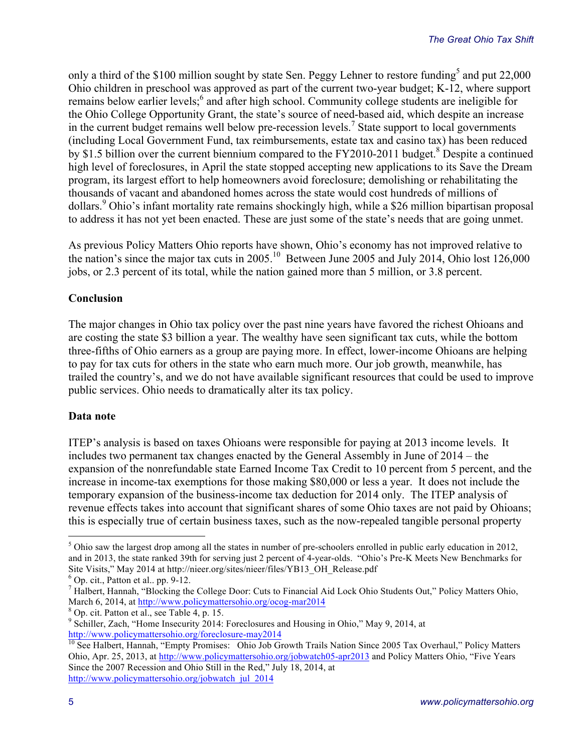only a third of the $100 million sought by state Sen. Peggy Lehner to restore funding[5] and put 22,000 Ohio children in preschool was approved as part of the current two-year budget; K-12, where support remains below earlier levels;[6] and after high school. Community college students are ineligible for the Ohio College Opportunity Grant, the state's source of need-based aid, which despite an increase in the current budget remains well below pre-recession levels.[7] State support to local governments (including Local Government Fund, tax reimbursements, estate tax and casino tax) has been reduced by $1.5 billion over the current biennium compared to the FY2010-2011 budget.[8] Despite a continued high level of foreclosures, in April the state stopped accepting new applications to its Save the Dream program, its largest effort to help homeowners avoid foreclosure; demolishing or rehabilitating the thousands of vacant and abandoned homes across the state would cost hundreds of millions of dollars.[9] Ohio's infant mortality rate remains shockingly high, while a $26 million bipartisan proposal to address it has not yet been enacted. These are just some of the state's needs that are going unmet.

As previous Policy Matters Ohio reports have shown, Ohio's economy has not improved relative to the nation's since the major tax cuts in 2005.[10] Between June 2005 and July 2014, Ohio lost 126,000 jobs, or 2.3 percent of its total, while the nation gained more than 5 million, or 3.8 percent.

**Conclusion**

The major changes in Ohio tax policy over the past nine years have favored the richest Ohioans and are costing the state $3 billion a year. The wealthy have seen significant tax cuts, while the bottom three-fifths of Ohio earners as a group are paying more. In effect, lower-income Ohioans are helping to pay for tax cuts for others in the state who earn much more. Our job growth, meanwhile, has trailed the country's, and we do not have available significant resources that could be used to improve public services. Ohio needs to dramatically alter its tax policy.

**Data note**

ITEP's analysis is based on taxes Ohioans were responsible for paying at 2013 income levels. It includes two permanent tax changes enacted by the General Assembly in June of 2014 – the expansion of the nonrefundable state Earned Income Tax Credit to 10 percent from 5 percent, and the increase in income-tax exemptions for those making $80,000 or less a year. It does not include the temporary expansion of the business-income tax deduction for 2014 only. The ITEP analysis of revenue effects takes into account that significant shares of some Ohio taxes are not paid by Ohioans; this is especially true of certain business taxes, such as the now-repealed tangible personal property

---

[5] Ohio saw the largest drop among all the states in number of pre-schoolers enrolled in public early education in 2012, and in 2013, the state ranked 39th for serving just 2 percent of 4-year-olds. "Ohio's Pre-K Meets New Benchmarks for Site Visits," May 2014 at http://nieer.org/sites/nieer/files/YB13_OH_Release.pdf

[6] Op. cit., Patton et al.. pp. 9-12.

[7] Halbert, Hannah, "Blocking the College Door: Cuts to Financial Aid Lock Ohio Students Out," Policy Matters Ohio, March 6, 2014, at http://www.policymattersohio.org/ocog-mar2014

[8] Op. cit. Patton et al., see Table 4, p. 15.

[9] Schiller, Zach, "Home Insecurity 2014: Foreclosures and Housing in Ohio," May 9, 2014, at http://www.policymattersohio.org/foreclosure-may2014

[10] See Halbert, Hannah, "Empty Promises: Ohio Job Growth Trails Nation Since 2005 Tax Overhaul," Policy Matters Ohio, Apr. 25, 2013, at http://www.policymattersohio.org/jobwatch05-apr2013 and Policy Matters Ohio, "Five Years Since the 2007 Recession and Ohio Still in the Red," July 18, 2014, at http://www.policymattersohio.org/jobwatch_jul_2014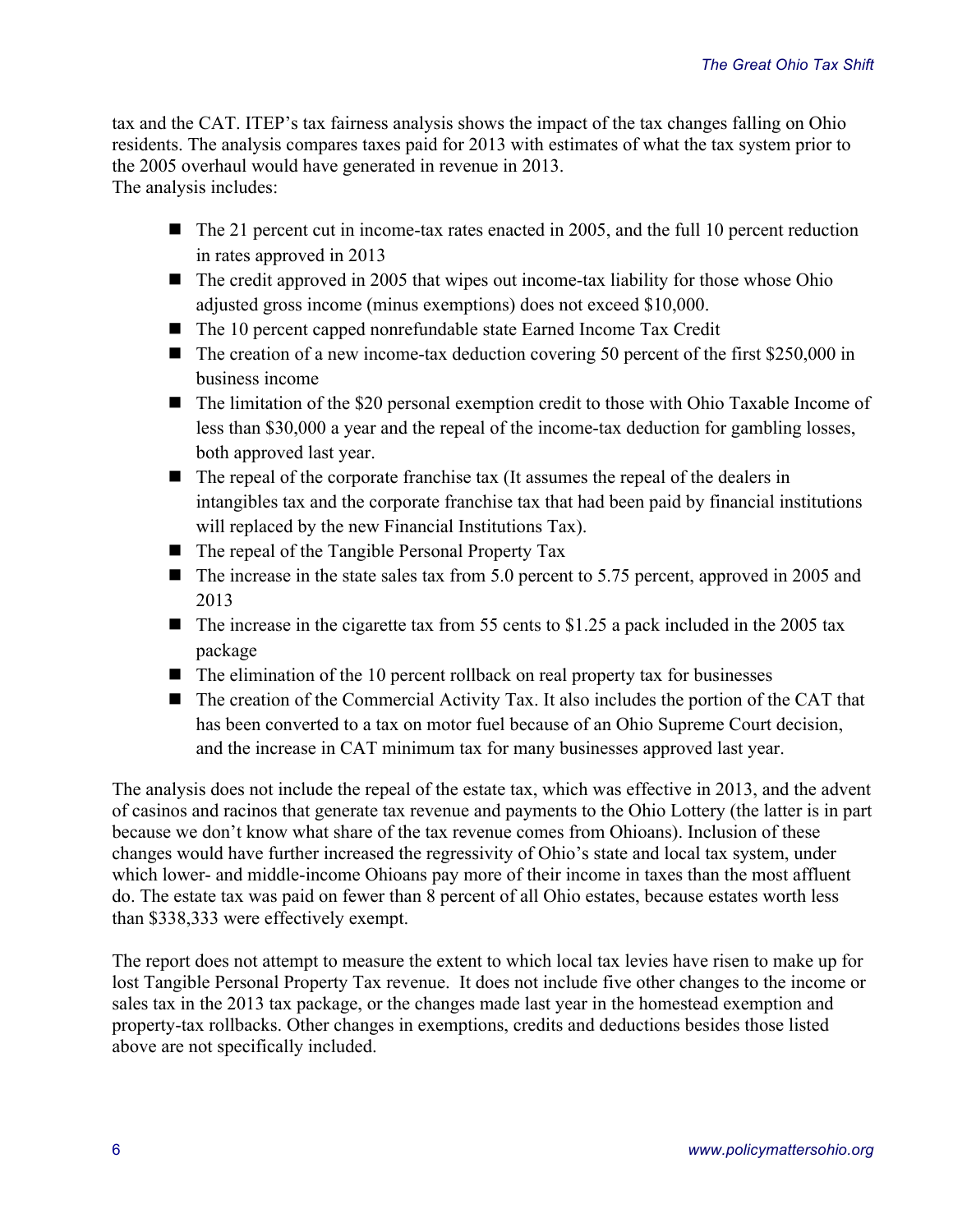tax and the CAT. ITEP's tax fairness analysis shows the impact of the tax changes falling on Ohio residents. The analysis compares taxes paid for 2013 with estimates of what the tax system prior to the 2005 overhaul would have generated in revenue in 2013.
The analysis includes:

- The 21 percent cut in income-tax rates enacted in 2005, and the full 10 percent reduction in rates approved in 2013
- The credit approved in 2005 that wipes out income-tax liability for those whose Ohio adjusted gross income (minus exemptions) does not exceed $10,000.
- The 10 percent capped nonrefundable state Earned Income Tax Credit
- The creation of a new income-tax deduction covering 50 percent of the first $250,000 in business income
- The limitation of the $20 personal exemption credit to those with Ohio Taxable Income of less than $30,000 a year and the repeal of the income-tax deduction for gambling losses, both approved last year.
- The repeal of the corporate franchise tax (It assumes the repeal of the dealers in intangibles tax and the corporate franchise tax that had been paid by financial institutions will replaced by the new Financial Institutions Tax).
- The repeal of the Tangible Personal Property Tax
- The increase in the state sales tax from 5.0 percent to 5.75 percent, approved in 2005 and 2013
- The increase in the cigarette tax from 55 cents to $1.25 a pack included in the 2005 tax package
- The elimination of the 10 percent rollback on real property tax for businesses
- The creation of the Commercial Activity Tax. It also includes the portion of the CAT that has been converted to a tax on motor fuel because of an Ohio Supreme Court decision, and the increase in CAT minimum tax for many businesses approved last year.

The analysis does not include the repeal of the estate tax, which was effective in 2013, and the advent of casinos and racinos that generate tax revenue and payments to the Ohio Lottery (the latter is in part because we don't know what share of the tax revenue comes from Ohioans). Inclusion of these changes would have further increased the regressivity of Ohio's state and local tax system, under which lower- and middle-income Ohioans pay more of their income in taxes than the most affluent do. The estate tax was paid on fewer than 8 percent of all Ohio estates, because estates worth less than $338,333 were effectively exempt.

The report does not attempt to measure the extent to which local tax levies have risen to make up for lost Tangible Personal Property Tax revenue. It does not include five other changes to the income or sales tax in the 2013 tax package, or the changes made last year in the homestead exemption and property-tax rollbacks. Other changes in exemptions, credits and deductions besides those listed above are not specifically included.